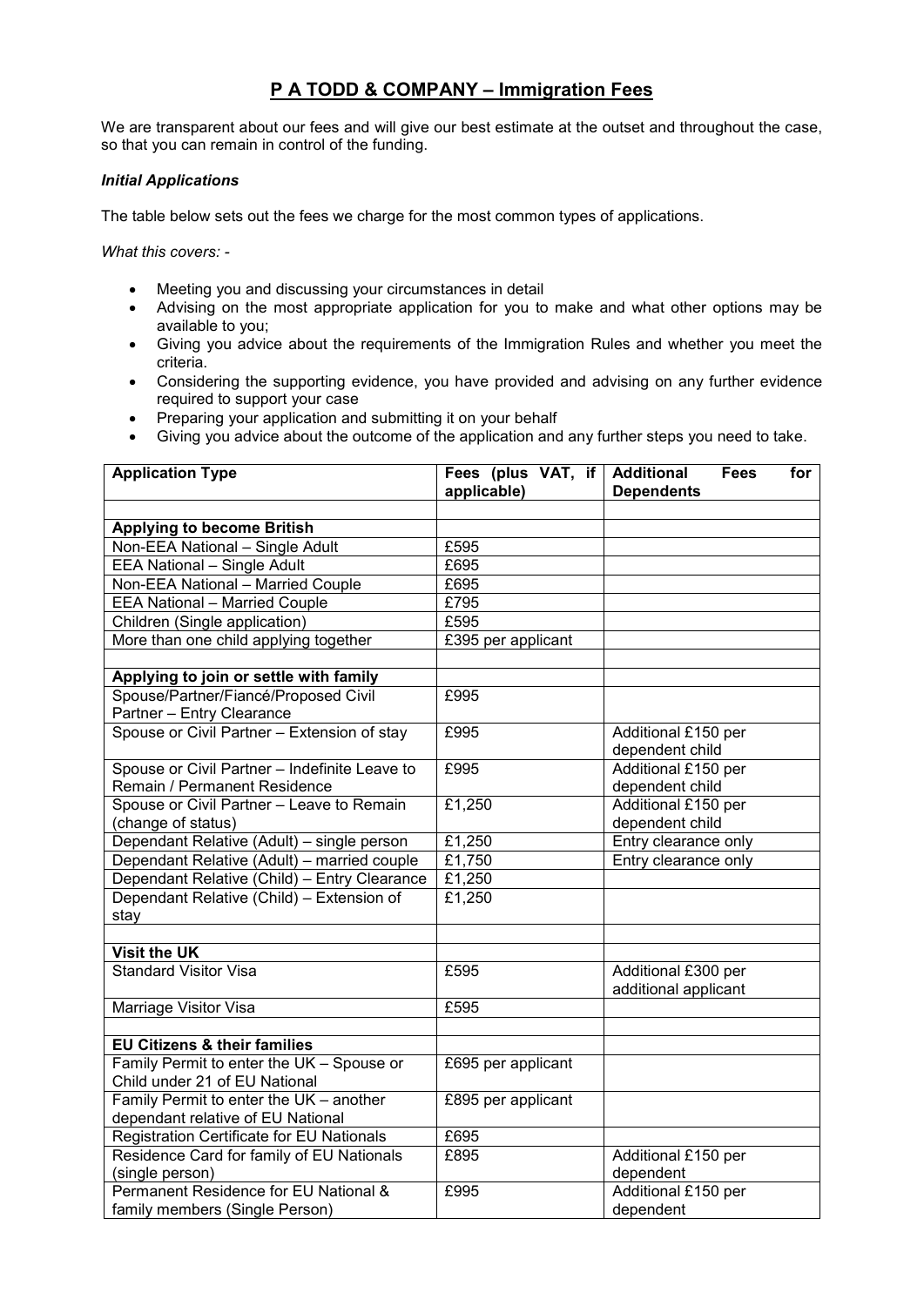# P A TODD & COMPANY – Immigration Fees

We are transparent about our fees and will give our best estimate at the outset and throughout the case, so that you can remain in control of the funding.

***Initial Applications***

The table below sets out the fees we charge for the most common types of applications.

*What this covers: -*

- Meeting you and discussing your circumstances in detail
- Advising on the most appropriate application for you to make and what other options may be available to you;
- Giving you advice about the requirements of the Immigration Rules and whether you meet the criteria.
- Considering the supporting evidence, you have provided and advising on any further evidence required to support your case
- Preparing your application and submitting it on your behalf
- Giving you advice about the outcome of the application and any further steps you need to take.

| Application Type | Fees (plus VAT, if applicable) | Additional Fees for Dependents |
|---|---|---|
| | | |
| **Applying to become British** | | |
| Non-EEA National – Single Adult | £595 | |
| EEA National – Single Adult | £695 | |
| Non-EEA National – Married Couple | £695 | |
| EEA National – Married Couple | £795 | |
| Children (Single application) | £595 | |
| More than one child applying together | £395 per applicant | |
| | | |
| **Applying to join or settle with family** | | |
| Spouse/Partner/Fiancé/Proposed Civil Partner – Entry Clearance | £995 | |
| Spouse or Civil Partner – Extension of stay | £995 | Additional £150 per dependent child |
| Spouse or Civil Partner – Indefinite Leave to Remain / Permanent Residence | £995 | Additional £150 per dependent child |
| Spouse or Civil Partner – Leave to Remain (change of status) | £1,250 | Additional £150 per dependent child |
| Dependant Relative (Adult) – single person | £1,250 | Entry clearance only |
| Dependant Relative (Adult) – married couple | £1,750 | Entry clearance only |
| Dependant Relative (Child) – Entry Clearance | £1,250 | |
| Dependant Relative (Child) – Extension of stay | £1,250 | |
| | | |
| **Visit the UK** | | |
| Standard Visitor Visa | £595 | Additional £300 per additional applicant |
| Marriage Visitor Visa | £595 | |
| | | |
| **EU Citizens & their families** | | |
| Family Permit to enter the UK – Spouse or Child under 21 of EU National | £695 per applicant | |
| Family Permit to enter the UK – another dependant relative of EU National | £895 per applicant | |
| Registration Certificate for EU Nationals | £695 | |
| Residence Card for family of EU Nationals (single person) | £895 | Additional £150 per dependent |
| Permanent Residence for EU National & family members (Single Person) | £995 | Additional £150 per dependent |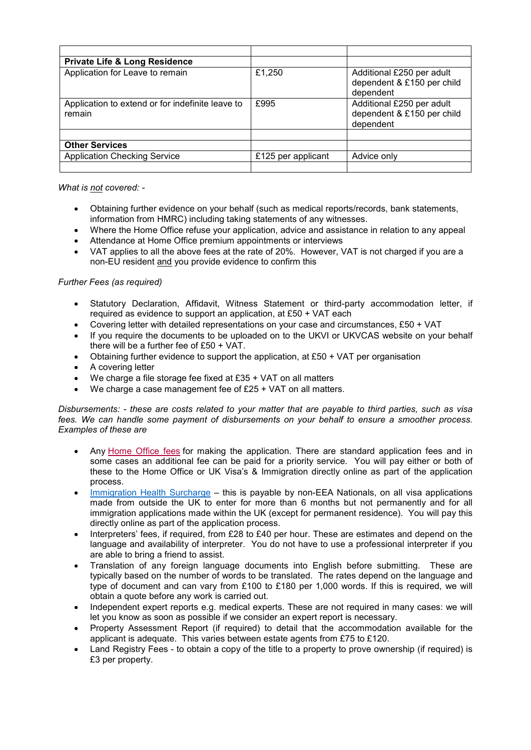| | | |
|---|---|---|
| **Private Life & Long Residence** | | |
| Application for Leave to remain | £1,250 | Additional £250 per adult dependent & £150 per child dependent |
| Application to extend or for indefinite leave to remain | £995 | Additional £250 per adult dependent & £150 per child dependent |
| | | |
| **Other Services** | | |
| Application Checking Service | £125 per applicant | Advice only |
| | | |

*What is not covered: -*

- Obtaining further evidence on your behalf (such as medical reports/records, bank statements, information from HMRC) including taking statements of any witnesses.
- Where the Home Office refuse your application, advice and assistance in relation to any appeal
- Attendance at Home Office premium appointments or interviews
- VAT applies to all the above fees at the rate of 20%. However, VAT is not charged if you are a non-EU resident and you provide evidence to confirm this

*Further Fees (as required)*

- Statutory Declaration, Affidavit, Witness Statement or third-party accommodation letter, if required as evidence to support an application, at £50 + VAT each
- Covering letter with detailed representations on your case and circumstances, £50 + VAT
- If you require the documents to be uploaded on to the UKVI or UKVCAS website on your behalf there will be a further fee of £50 + VAT.
- Obtaining further evidence to support the application, at £50 + VAT per organisation
- A covering letter
- We charge a file storage fee fixed at £35 + VAT on all matters
- We charge a case management fee of £25 + VAT on all matters.

*Disbursements: - these are costs related to your matter that are payable to third parties, such as visa fees. We can handle some payment of disbursements on your behalf to ensure a smoother process. Examples of these are*

- Any Home Office fees for making the application. There are standard application fees and in some cases an additional fee can be paid for a priority service. You will pay either or both of these to the Home Office or UK Visa's & Immigration directly online as part of the application process.
- Immigration Health Surcharge – this is payable by non-EEA Nationals, on all visa applications made from outside the UK to enter for more than 6 months but not permanently and for all immigration applications made within the UK (except for permanent residence). You will pay this directly online as part of the application process.
- Interpreters' fees, if required, from £28 to £40 per hour. These are estimates and depend on the language and availability of interpreter. You do not have to use a professional interpreter if you are able to bring a friend to assist.
- Translation of any foreign language documents into English before submitting. These are typically based on the number of words to be translated. The rates depend on the language and type of document and can vary from £100 to £180 per 1,000 words. If this is required, we will obtain a quote before any work is carried out.
- Independent expert reports e.g. medical experts. These are not required in many cases: we will let you know as soon as possible if we consider an expert report is necessary.
- Property Assessment Report (if required) to detail that the accommodation available for the applicant is adequate. This varies between estate agents from £75 to £120.
- Land Registry Fees - to obtain a copy of the title to a property to prove ownership (if required) is £3 per property.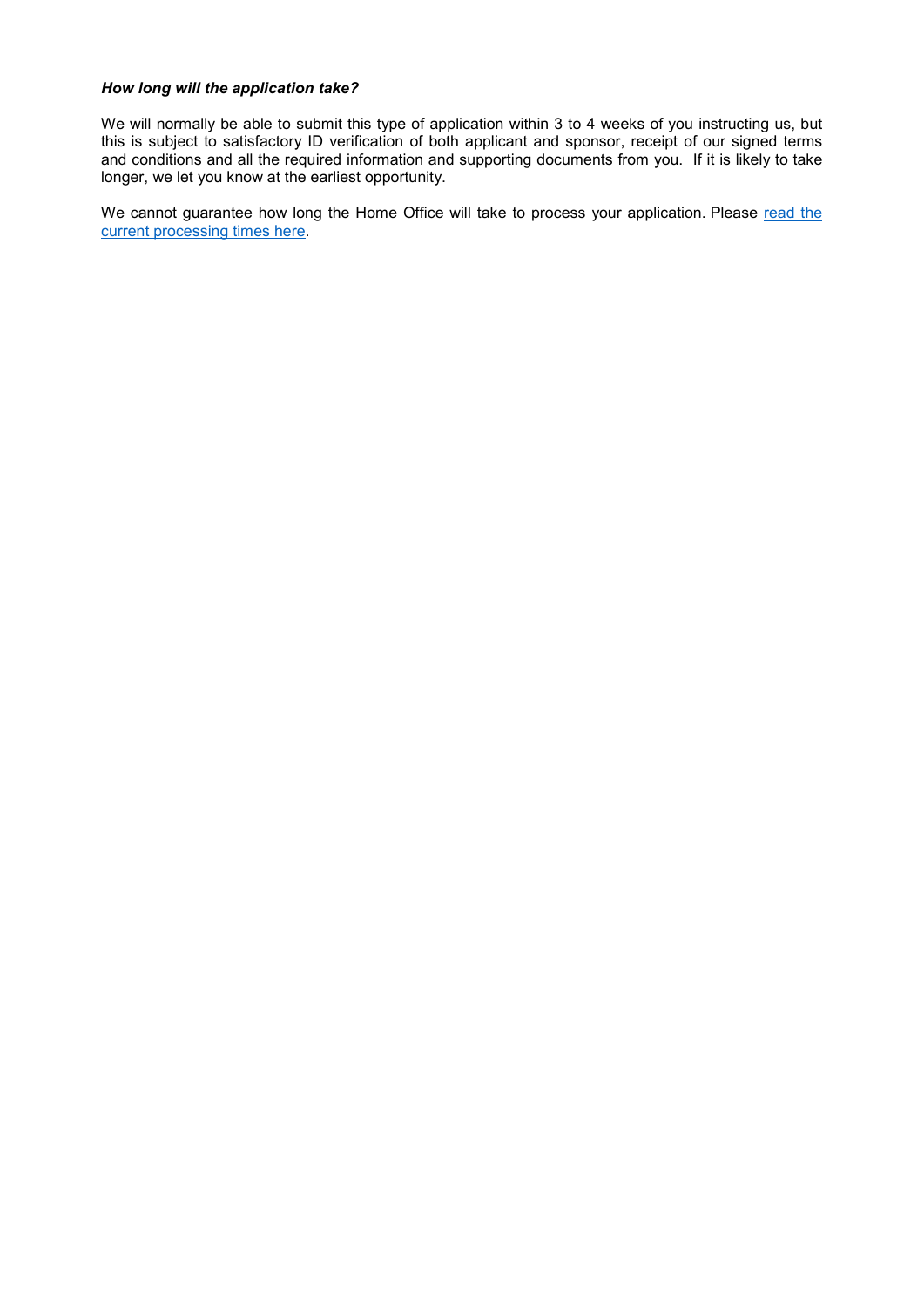***How long will the application take?***

We will normally be able to submit this type of application within 3 to 4 weeks of you instructing us, but this is subject to satisfactory ID verification of both applicant and sponsor, receipt of our signed terms and conditions and all the required information and supporting documents from you. If it is likely to take longer, we let you know at the earliest opportunity.

We cannot guarantee how long the Home Office will take to process your application. Please read the current processing times here.